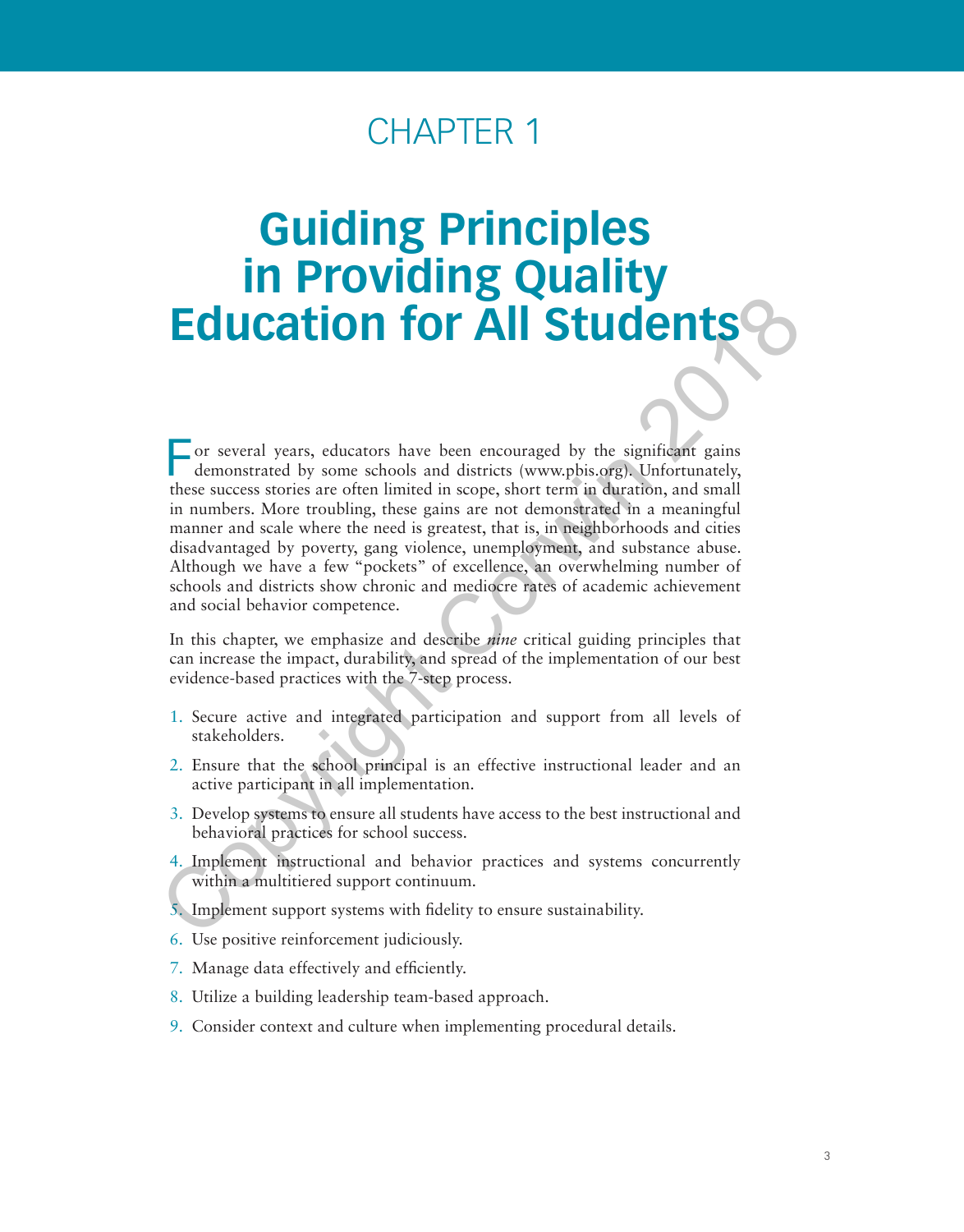# CHAPTER 1

# Guiding Principles in Providing Quality Education for All Students

For several years, educators have been encouraged by the significant gains demonstrated by some schools and districts (www.pbis.org). Unfortunately, these success stories are often limited in scope, short term in duration, and small in numbers. More troubling, these gains are not demonstrated in a meaningful manner and scale where the need is greatest, that is, in neighborhoods and cities disadvantaged by poverty, gang violence, unemployment, and substance abuse. Although we have a few "pockets" of excellence, an overwhelming number of schools and districts show chronic and mediocre rates of academic achievement and social behavior competence.

In this chapter, we emphasize and describe *nine* critical guiding principles that can increase the impact, durability, and spread of the implementation of our best evidence-based practices with the 7-step process.

1. Secure active and integrated participation and support from all levels of stakeholders.
2. Ensure that the school principal is an effective instructional leader and an active participant in all implementation.
3. Develop systems to ensure all students have access to the best instructional and behavioral practices for school success.
4. Implement instructional and behavior practices and systems concurrently within a multitiered support continuum.
5. Implement support systems with fidelity to ensure sustainability.
6. Use positive reinforcement judiciously.
7. Manage data effectively and efficiently.
8. Utilize a building leadership team-based approach.
9. Consider context and culture when implementing procedural details.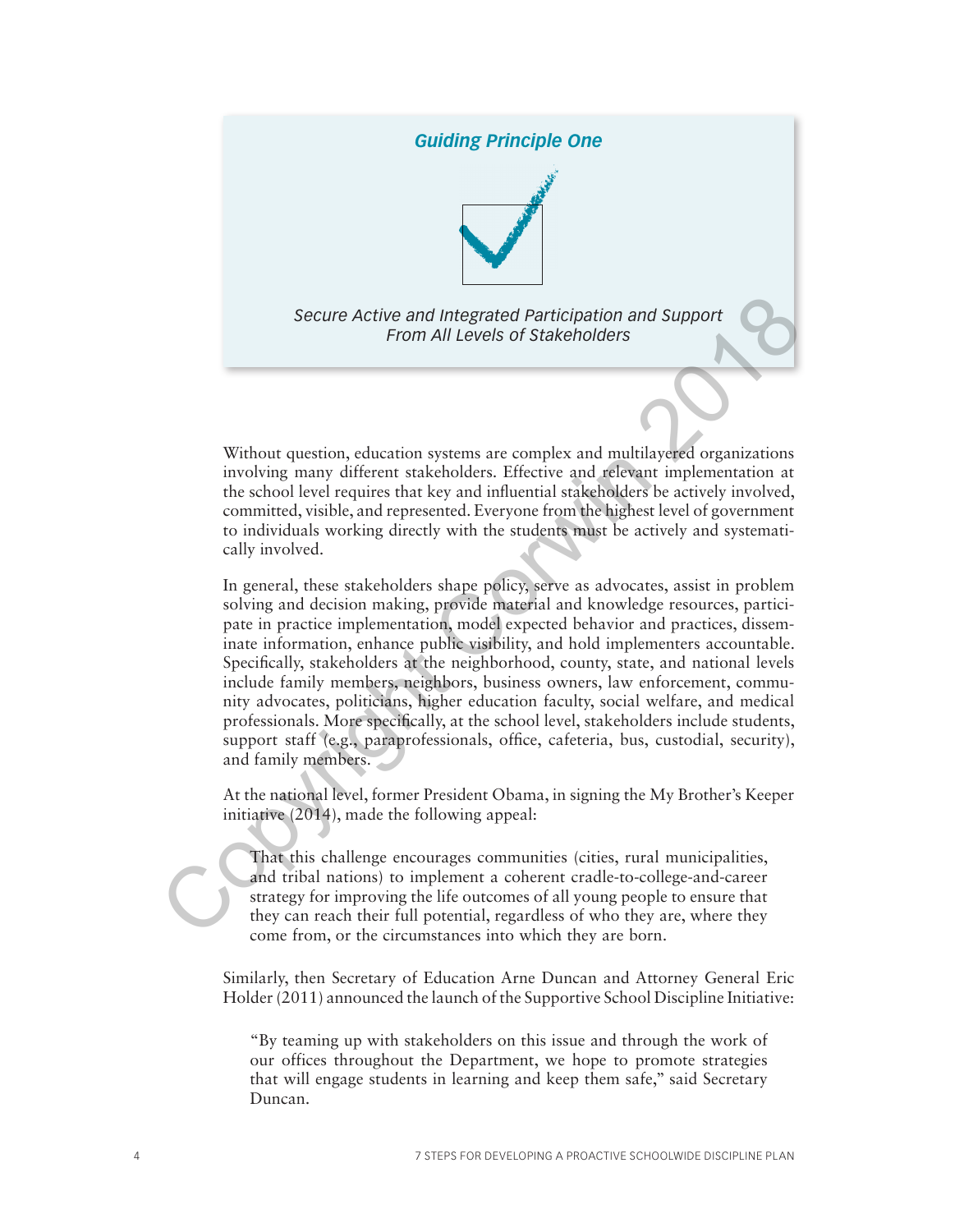## *Guiding Principle One*

*Secure Active and Integrated Participation and Support From All Levels of Stakeholders*

Without question, education systems are complex and multilayered organizations involving many different stakeholders. Effective and relevant implementation at the school level requires that key and influential stakeholders be actively involved, committed, visible, and represented. Everyone from the highest level of government to individuals working directly with the students must be actively and systematically involved.

In general, these stakeholders shape policy, serve as advocates, assist in problem solving and decision making, provide material and knowledge resources, participate in practice implementation, model expected behavior and practices, disseminate information, enhance public visibility, and hold implementers accountable. Specifically, stakeholders at the neighborhood, county, state, and national levels include family members, neighbors, business owners, law enforcement, community advocates, politicians, higher education faculty, social welfare, and medical professionals. More specifically, at the school level, stakeholders include students, support staff (e.g., paraprofessionals, office, cafeteria, bus, custodial, security), and family members.

At the national level, former President Obama, in signing the My Brother's Keeper initiative (2014), made the following appeal:

> That this challenge encourages communities (cities, rural municipalities, and tribal nations) to implement a coherent cradle-to-college-and-career strategy for improving the life outcomes of all young people to ensure that they can reach their full potential, regardless of who they are, where they come from, or the circumstances into which they are born.

Similarly, then Secretary of Education Arne Duncan and Attorney General Eric Holder (2011) announced the launch of the Supportive School Discipline Initiative:

> "By teaming up with stakeholders on this issue and through the work of our offices throughout the Department, we hope to promote strategies that will engage students in learning and keep them safe," said Secretary Duncan.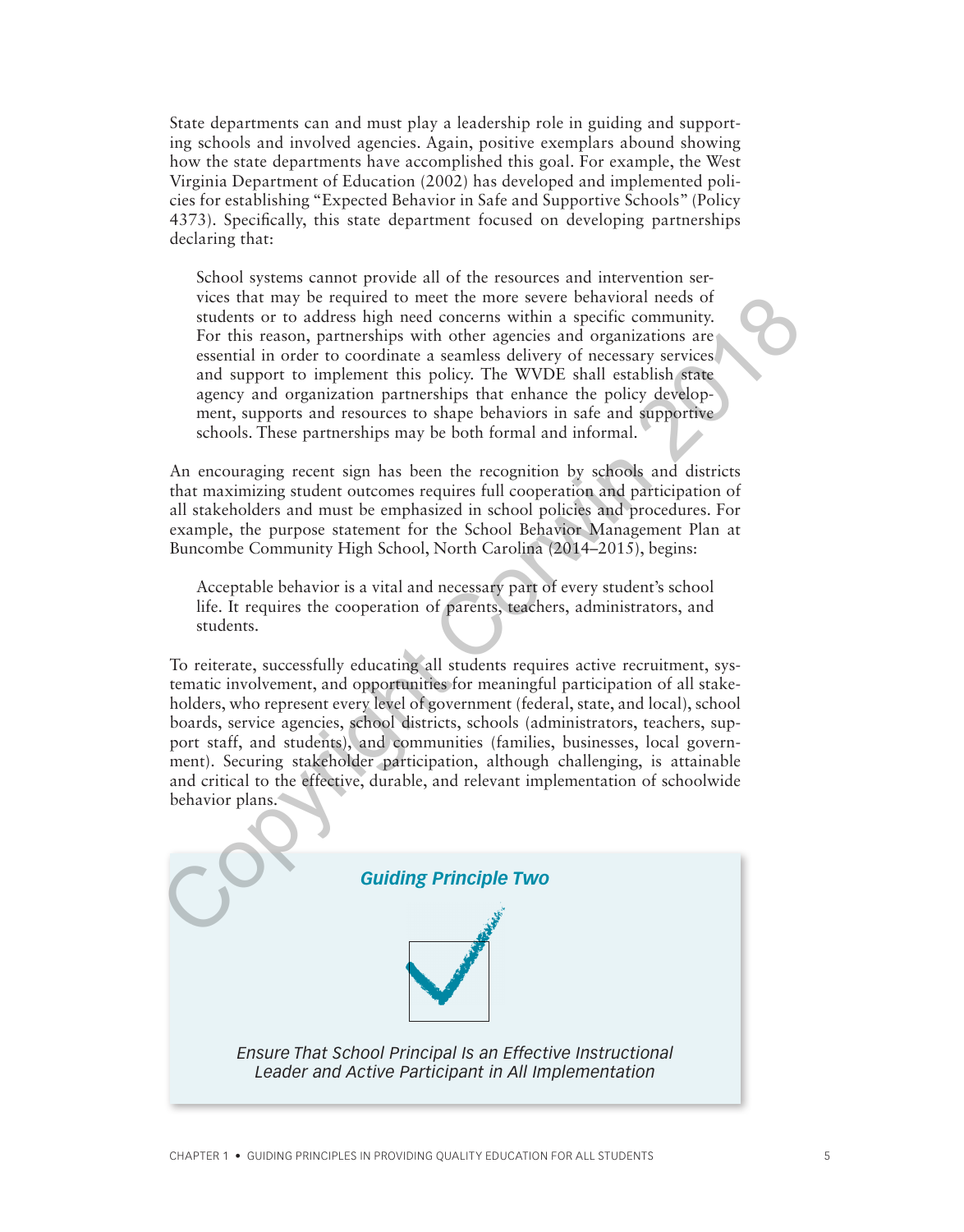State departments can and must play a leadership role in guiding and supporting schools and involved agencies. Again, positive exemplars abound showing how the state departments have accomplished this goal. For example, the West Virginia Department of Education (2002) has developed and implemented policies for establishing "Expected Behavior in Safe and Supportive Schools" (Policy 4373). Specifically, this state department focused on developing partnerships declaring that:

> School systems cannot provide all of the resources and intervention services that may be required to meet the more severe behavioral needs of students or to address high need concerns within a specific community. For this reason, partnerships with other agencies and organizations are essential in order to coordinate a seamless delivery of necessary services and support to implement this policy. The WVDE shall establish state agency and organization partnerships that enhance the policy development, supports and resources to shape behaviors in safe and supportive schools. These partnerships may be both formal and informal.

An encouraging recent sign has been the recognition by schools and districts that maximizing student outcomes requires full cooperation and participation of all stakeholders and must be emphasized in school policies and procedures. For example, the purpose statement for the School Behavior Management Plan at Buncombe Community High School, North Carolina (2014–2015), begins:

> Acceptable behavior is a vital and necessary part of every student's school life. It requires the cooperation of parents, teachers, administrators, and students.

To reiterate, successfully educating all students requires active recruitment, systematic involvement, and opportunities for meaningful participation of all stakeholders, who represent every level of government (federal, state, and local), school boards, service agencies, school districts, schools (administrators, teachers, support staff, and students), and communities (families, businesses, local government). Securing stakeholder participation, although challenging, is attainable and critical to the effective, durable, and relevant implementation of schoolwide behavior plans.

### *Guiding Principle Two*

*Ensure That School Principal Is an Effective Instructional Leader and Active Participant in All Implementation*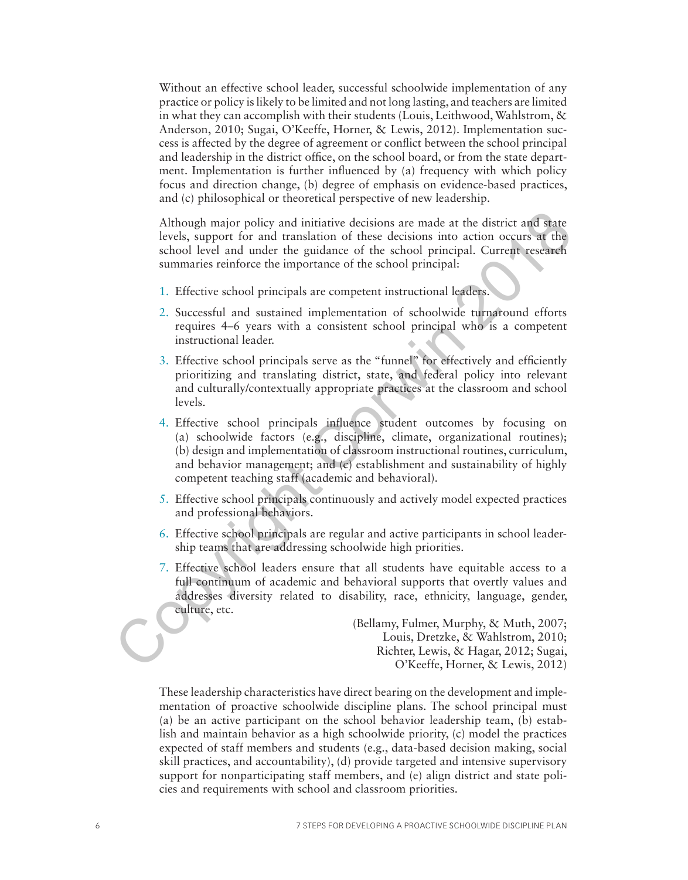Without an effective school leader, successful schoolwide implementation of any practice or policy is likely to be limited and not long lasting, and teachers are limited in what they can accomplish with their students (Louis, Leithwood, Wahlstrom, & Anderson, 2010; Sugai, O'Keeffe, Horner, & Lewis, 2012). Implementation success is affected by the degree of agreement or conflict between the school principal and leadership in the district office, on the school board, or from the state department. Implementation is further influenced by (a) frequency with which policy focus and direction change, (b) degree of emphasis on evidence-based practices, and (c) philosophical or theoretical perspective of new leadership.

Although major policy and initiative decisions are made at the district and state levels, support for and translation of these decisions into action occurs at the school level and under the guidance of the school principal. Current research summaries reinforce the importance of the school principal:

1. Effective school principals are competent instructional leaders.
2. Successful and sustained implementation of schoolwide turnaround efforts requires 4–6 years with a consistent school principal who is a competent instructional leader.
3. Effective school principals serve as the "funnel" for effectively and efficiently prioritizing and translating district, state, and federal policy into relevant and culturally/contextually appropriate practices at the classroom and school levels.
4. Effective school principals influence student outcomes by focusing on (a) schoolwide factors (e.g., discipline, climate, organizational routines); (b) design and implementation of classroom instructional routines, curriculum, and behavior management; and (c) establishment and sustainability of highly competent teaching staff (academic and behavioral).
5. Effective school principals continuously and actively model expected practices and professional behaviors.
6. Effective school principals are regular and active participants in school leadership teams that are addressing schoolwide high priorities.
7. Effective school leaders ensure that all students have equitable access to a full continuum of academic and behavioral supports that overtly values and addresses diversity related to disability, race, ethnicity, language, gender, culture, etc.

(Bellamy, Fulmer, Murphy, & Muth, 2007; Louis, Dretzke, & Wahlstrom, 2010; Richter, Lewis, & Hagar, 2012; Sugai, O'Keeffe, Horner, & Lewis, 2012)

These leadership characteristics have direct bearing on the development and implementation of proactive schoolwide discipline plans. The school principal must (a) be an active participant on the school behavior leadership team, (b) establish and maintain behavior as a high schoolwide priority, (c) model the practices expected of staff members and students (e.g., data-based decision making, social skill practices, and accountability), (d) provide targeted and intensive supervisory support for nonparticipating staff members, and (e) align district and state policies and requirements with school and classroom priorities.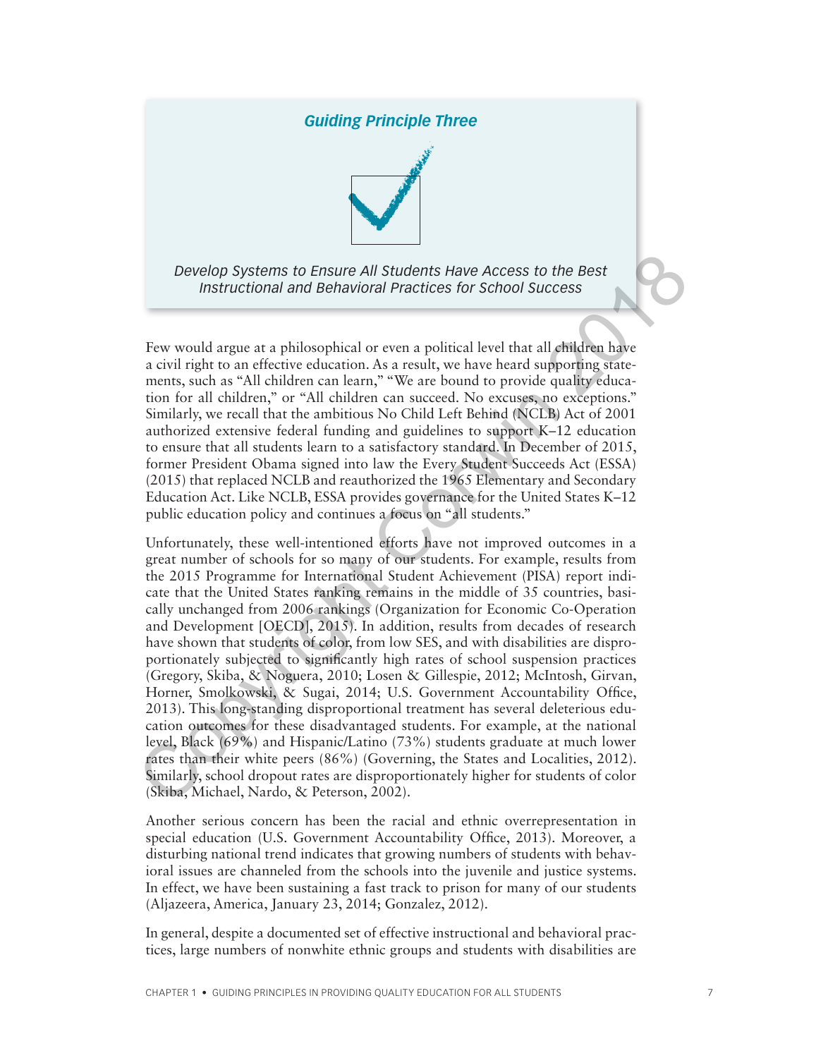## *Guiding Principle Three*

*Develop Systems to Ensure All Students Have Access to the Best Instructional and Behavioral Practices for School Success*

Few would argue at a philosophical or even a political level that all children have a civil right to an effective education. As a result, we have heard supporting statements, such as "All children can learn," "We are bound to provide quality education for all children," or "All children can succeed. No excuses, no exceptions." Similarly, we recall that the ambitious No Child Left Behind (NCLB) Act of 2001 authorized extensive federal funding and guidelines to support K–12 education to ensure that all students learn to a satisfactory standard. In December of 2015, former President Obama signed into law the Every Student Succeeds Act (ESSA) (2015) that replaced NCLB and reauthorized the 1965 Elementary and Secondary Education Act. Like NCLB, ESSA provides governance for the United States K–12 public education policy and continues a focus on "all students."

Unfortunately, these well-intentioned efforts have not improved outcomes in a great number of schools for so many of our students. For example, results from the 2015 Programme for International Student Achievement (PISA) report indicate that the United States ranking remains in the middle of 35 countries, basically unchanged from 2006 rankings (Organization for Economic Co-Operation and Development [OECD], 2015). In addition, results from decades of research have shown that students of color, from low SES, and with disabilities are disproportionately subjected to significantly high rates of school suspension practices (Gregory, Skiba, & Noguera, 2010; Losen & Gillespie, 2012; McIntosh, Girvan, Horner, Smolkowski, & Sugai, 2014; U.S. Government Accountability Office, 2013). This long-standing disproportional treatment has several deleterious education outcomes for these disadvantaged students. For example, at the national level, Black (69%) and Hispanic/Latino (73%) students graduate at much lower rates than their white peers (86%) (Governing, the States and Localities, 2012). Similarly, school dropout rates are disproportionately higher for students of color (Skiba, Michael, Nardo, & Peterson, 2002).

Another serious concern has been the racial and ethnic overrepresentation in special education (U.S. Government Accountability Office, 2013). Moreover, a disturbing national trend indicates that growing numbers of students with behavioral issues are channeled from the schools into the juvenile and justice systems. In effect, we have been sustaining a fast track to prison for many of our students (Aljazeera, America, January 23, 2014; Gonzalez, 2012).

In general, despite a documented set of effective instructional and behavioral practices, large numbers of nonwhite ethnic groups and students with disabilities are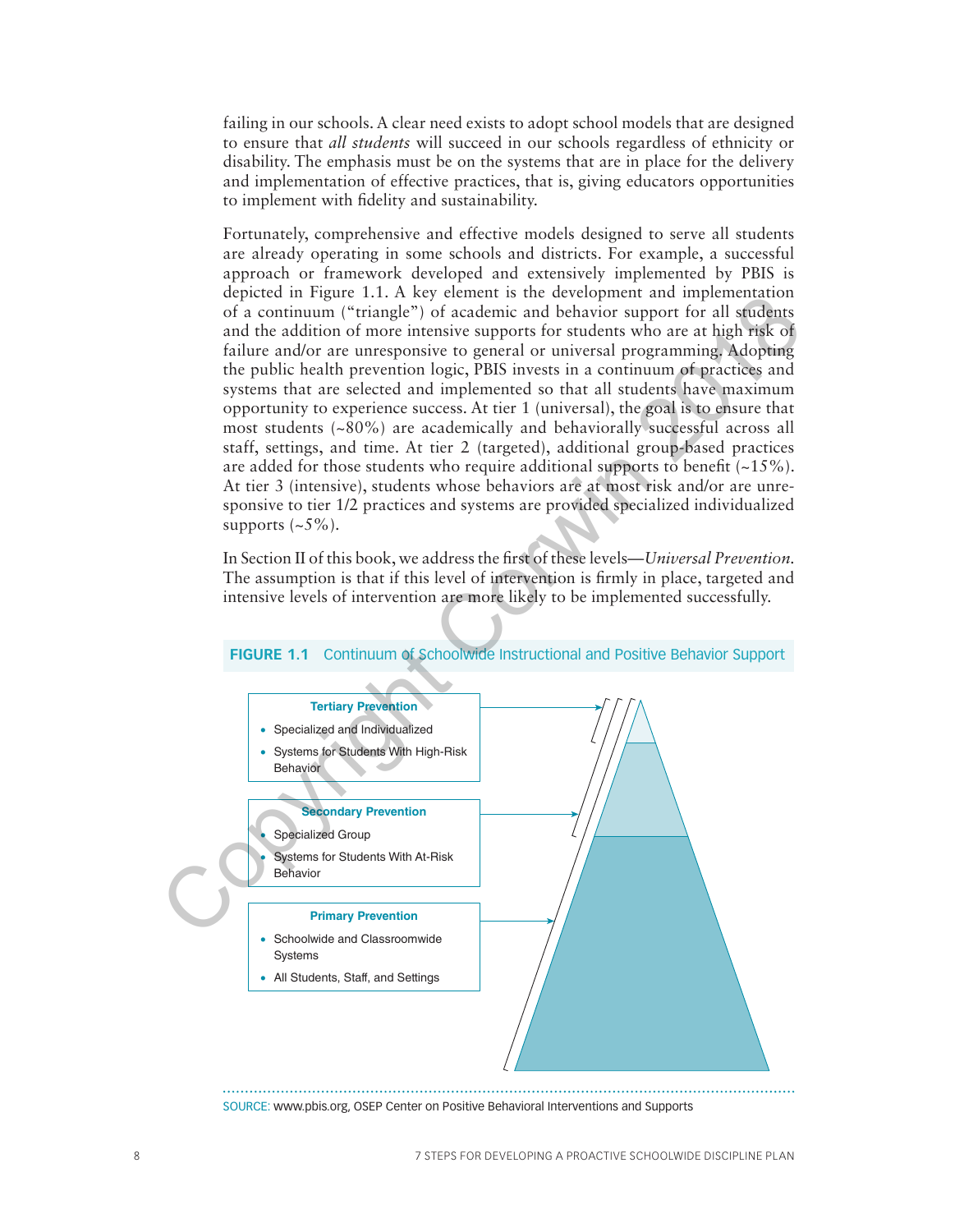failing in our schools. A clear need exists to adopt school models that are designed to ensure that *all students* will succeed in our schools regardless of ethnicity or disability. The emphasis must be on the systems that are in place for the delivery and implementation of effective practices, that is, giving educators opportunities to implement with fidelity and sustainability.

Fortunately, comprehensive and effective models designed to serve all students are already operating in some schools and districts. For example, a successful approach or framework developed and extensively implemented by PBIS is depicted in Figure 1.1. A key element is the development and implementation of a continuum ("triangle") of academic and behavior support for all students and the addition of more intensive supports for students who are at high risk of failure and/or are unresponsive to general or universal programming. Adopting the public health prevention logic, PBIS invests in a continuum of practices and systems that are selected and implemented so that all students have maximum opportunity to experience success. At tier 1 (universal), the goal is to ensure that most students (~80%) are academically and behaviorally successful across all staff, settings, and time. At tier 2 (targeted), additional group-based practices are added for those students who require additional supports to benefit (~15%). At tier 3 (intensive), students whose behaviors are at most risk and/or are unresponsive to tier 1/2 practices and systems are provided specialized individualized supports (~5%).

In Section II of this book, we address the first of these levels—*Universal Prevention*. The assumption is that if this level of intervention is firmly in place, targeted and intensive levels of intervention are more likely to be implemented successfully.

**FIGURE 1.1** Continuum of Schoolwide Instructional and Positive Behavior Support

**Tertiary Prevention**

- Specialized and Individualized
- Systems for Students With High-Risk Behavior

**Secondary Prevention**

- Specialized Group
- Systems for Students With At-Risk Behavior

**Primary Prevention**

- Schoolwide and Classroomwide Systems
- All Students, Staff, and Settings

SOURCE: www.pbis.org, OSEP Center on Positive Behavioral Interventions and Supports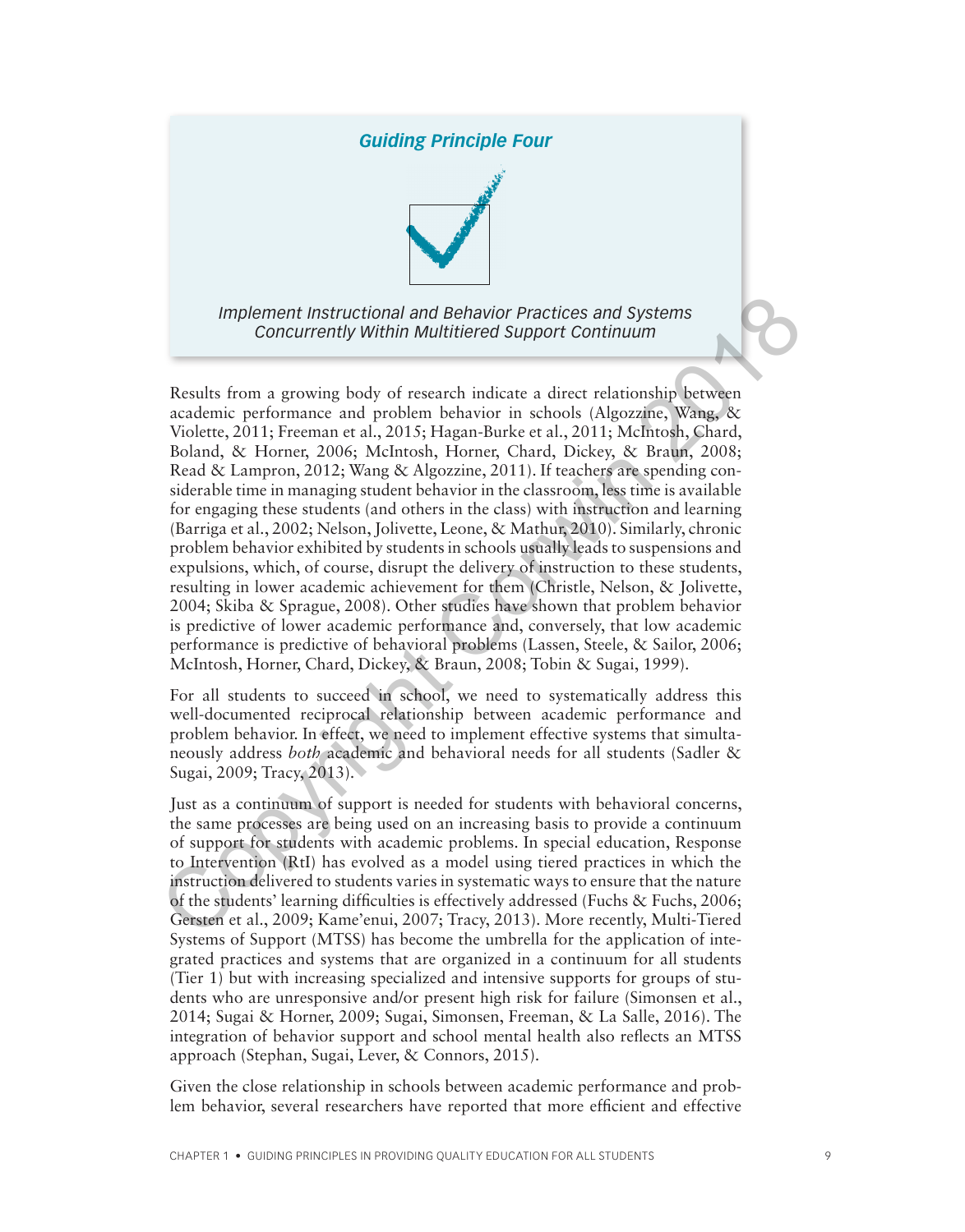## Guiding Principle Four

*Implement Instructional and Behavior Practices and Systems Concurrently Within Multitiered Support Continuum*

Results from a growing body of research indicate a direct relationship between academic performance and problem behavior in schools (Algozzine, Wang, & Violette, 2011; Freeman et al., 2015; Hagan-Burke et al., 2011; McIntosh, Chard, Boland, & Horner, 2006; McIntosh, Horner, Chard, Dickey, & Braun, 2008; Read & Lampron, 2012; Wang & Algozzine, 2011). If teachers are spending considerable time in managing student behavior in the classroom, less time is available for engaging these students (and others in the class) with instruction and learning (Barriga et al., 2002; Nelson, Jolivette, Leone, & Mathur, 2010). Similarly, chronic problem behavior exhibited by students in schools usually leads to suspensions and expulsions, which, of course, disrupt the delivery of instruction to these students, resulting in lower academic achievement for them (Christle, Nelson, & Jolivette, 2004; Skiba & Sprague, 2008). Other studies have shown that problem behavior is predictive of lower academic performance and, conversely, that low academic performance is predictive of behavioral problems (Lassen, Steele, & Sailor, 2006; McIntosh, Horner, Chard, Dickey, & Braun, 2008; Tobin & Sugai, 1999).

For all students to succeed in school, we need to systematically address this well-documented reciprocal relationship between academic performance and problem behavior. In effect, we need to implement effective systems that simultaneously address *both* academic and behavioral needs for all students (Sadler & Sugai, 2009; Tracy, 2013).

Just as a continuum of support is needed for students with behavioral concerns, the same processes are being used on an increasing basis to provide a continuum of support for students with academic problems. In special education, Response to Intervention (RtI) has evolved as a model using tiered practices in which the instruction delivered to students varies in systematic ways to ensure that the nature of the students' learning difficulties is effectively addressed (Fuchs & Fuchs, 2006; Gersten et al., 2009; Kame'enui, 2007; Tracy, 2013). More recently, Multi-Tiered Systems of Support (MTSS) has become the umbrella for the application of integrated practices and systems that are organized in a continuum for all students (Tier 1) but with increasing specialized and intensive supports for groups of students who are unresponsive and/or present high risk for failure (Simonsen et al., 2014; Sugai & Horner, 2009; Sugai, Simonsen, Freeman, & La Salle, 2016). The integration of behavior support and school mental health also reflects an MTSS approach (Stephan, Sugai, Lever, & Connors, 2015).

Given the close relationship in schools between academic performance and problem behavior, several researchers have reported that more efficient and effective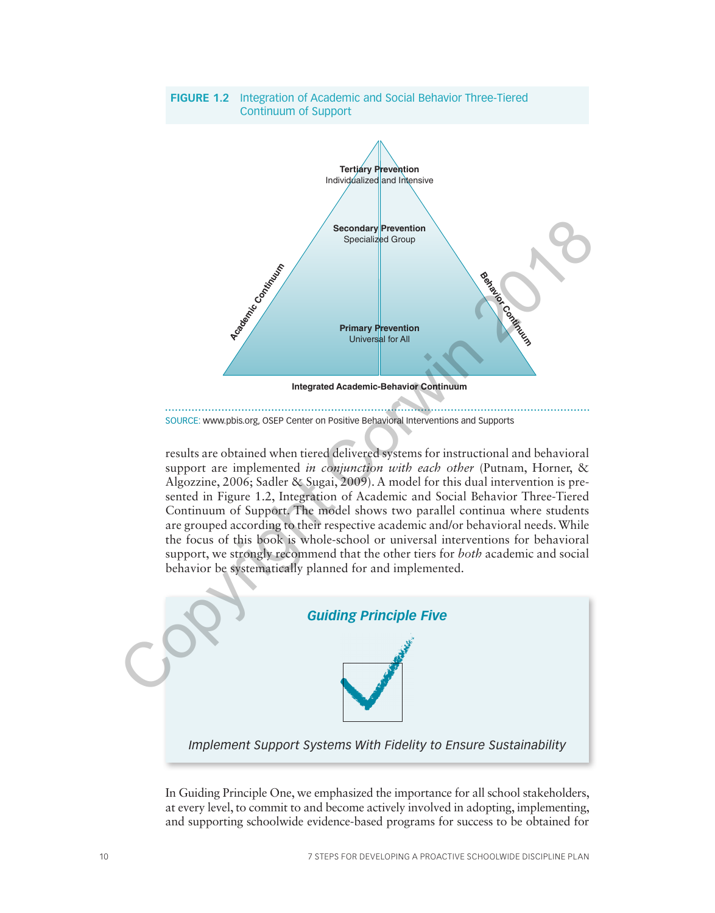**FIGURE 1.2** Integration of Academic and Social Behavior Three-Tiered Continuum of Support

Tertiary Prevention
Individualized and Intensive

Secondary Prevention
Specialized Group

Primary Prevention
Universal for All

Academic Continuum

Behavior Continuum

Integrated Academic-Behavior Continuum

SOURCE: www.pbis.org, OSEP Center on Positive Behavioral Interventions and Supports

results are obtained when tiered delivered systems for instructional and behavioral support are implemented *in conjunction with each other* (Putnam, Horner, & Algozzine, 2006; Sadler & Sugai, 2009). A model for this dual intervention is presented in Figure 1.2, Integration of Academic and Social Behavior Three-Tiered Continuum of Support. The model shows two parallel continua where students are grouped according to their respective academic and/or behavioral needs. While the focus of this book is whole-school or universal interventions for behavioral support, we strongly recommend that the other tiers for *both* academic and social behavior be systematically planned for and implemented.

## *Guiding Principle Five*

*Implement Support Systems With Fidelity to Ensure Sustainability*

In Guiding Principle One, we emphasized the importance for all school stakeholders, at every level, to commit to and become actively involved in adopting, implementing, and supporting schoolwide evidence-based programs for success to be obtained for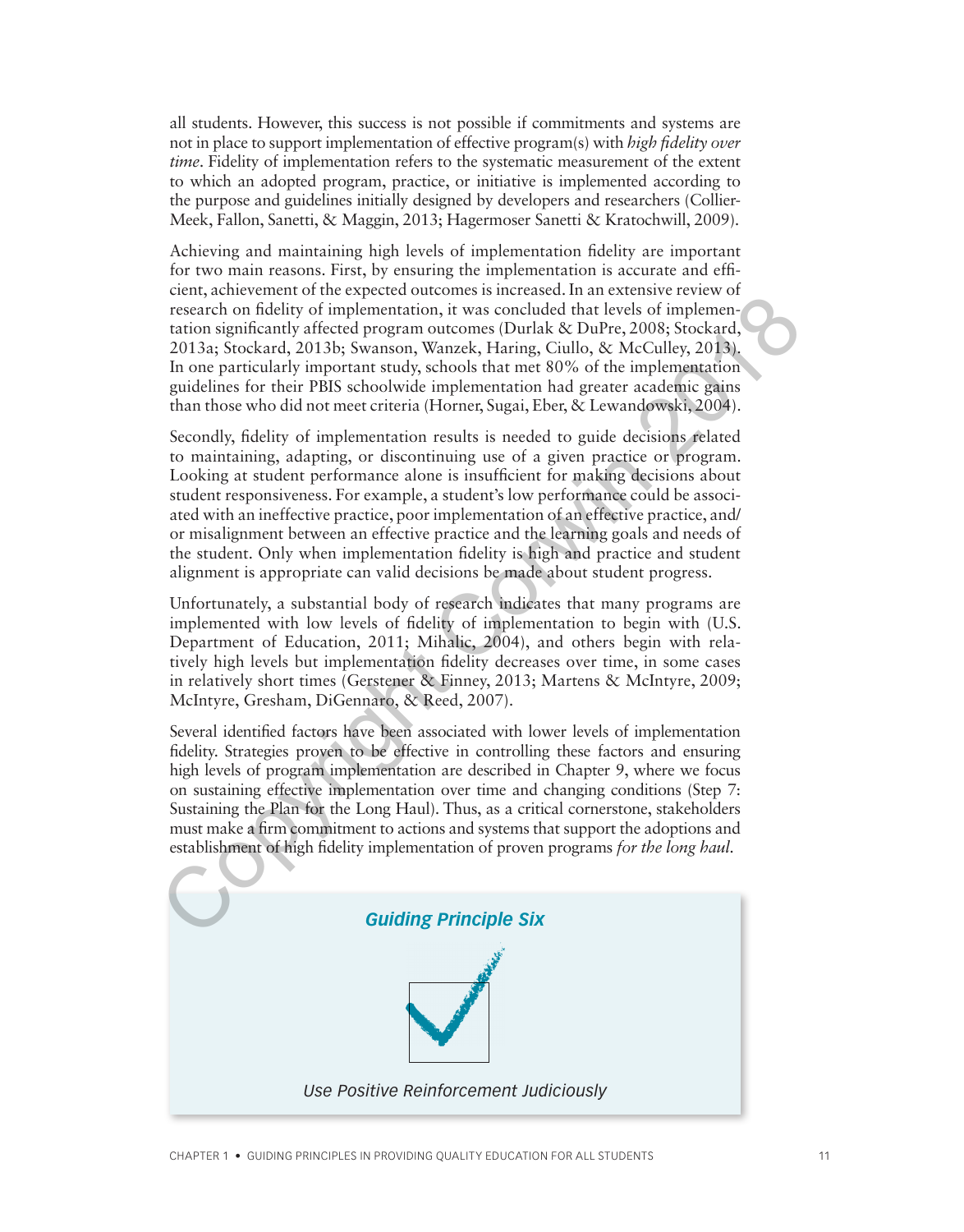all students. However, this success is not possible if commitments and systems are not in place to support implementation of effective program(s) with *high fidelity over time*. Fidelity of implementation refers to the systematic measurement of the extent to which an adopted program, practice, or initiative is implemented according to the purpose and guidelines initially designed by developers and researchers (Collier-Meek, Fallon, Sanetti, & Maggin, 2013; Hagermoser Sanetti & Kratochwill, 2009).

Achieving and maintaining high levels of implementation fidelity are important for two main reasons. First, by ensuring the implementation is accurate and efficient, achievement of the expected outcomes is increased. In an extensive review of research on fidelity of implementation, it was concluded that levels of implementation significantly affected program outcomes (Durlak & DuPre, 2008; Stockard, 2013a; Stockard, 2013b; Swanson, Wanzek, Haring, Ciullo, & McCulley, 2013). In one particularly important study, schools that met 80% of the implementation guidelines for their PBIS schoolwide implementation had greater academic gains than those who did not meet criteria (Horner, Sugai, Eber, & Lewandowski, 2004).

Secondly, fidelity of implementation results is needed to guide decisions related to maintaining, adapting, or discontinuing use of a given practice or program. Looking at student performance alone is insufficient for making decisions about student responsiveness. For example, a student's low performance could be associated with an ineffective practice, poor implementation of an effective practice, and/or misalignment between an effective practice and the learning goals and needs of the student. Only when implementation fidelity is high and practice and student alignment is appropriate can valid decisions be made about student progress.

Unfortunately, a substantial body of research indicates that many programs are implemented with low levels of fidelity of implementation to begin with (U.S. Department of Education, 2011; Mihalic, 2004), and others begin with relatively high levels but implementation fidelity decreases over time, in some cases in relatively short times (Gerstener & Finney, 2013; Martens & McIntyre, 2009; McIntyre, Gresham, DiGennaro, & Reed, 2007).

Several identified factors have been associated with lower levels of implementation fidelity. Strategies proven to be effective in controlling these factors and ensuring high levels of program implementation are described in Chapter 9, where we focus on sustaining effective implementation over time and changing conditions (Step 7: Sustaining the Plan for the Long Haul). Thus, as a critical cornerstone, stakeholders must make a firm commitment to actions and systems that support the adoptions and establishment of high fidelity implementation of proven programs *for the long haul*.

## *Guiding Principle Six*

*Use Positive Reinforcement Judiciously*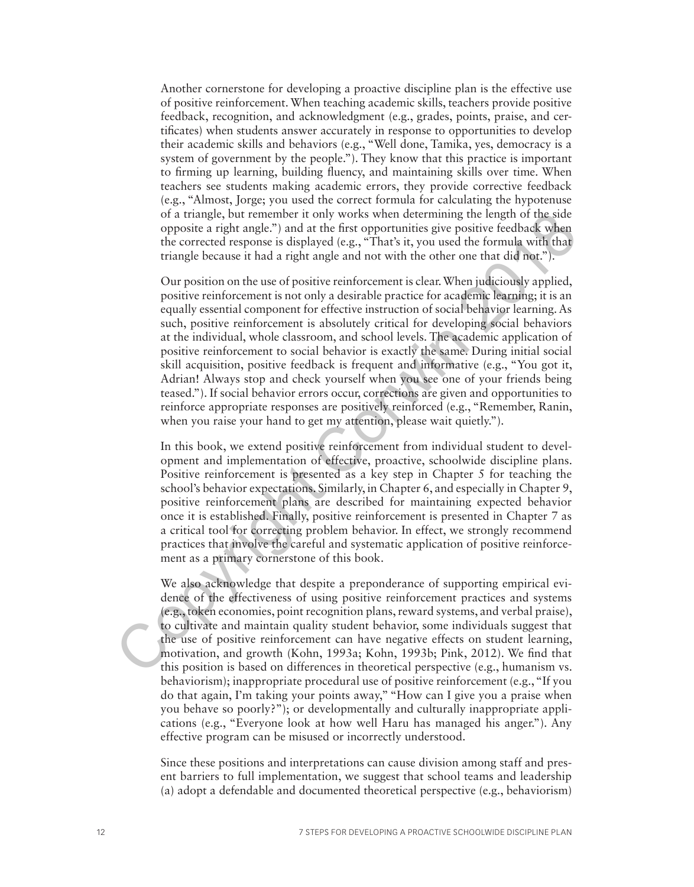Another cornerstone for developing a proactive discipline plan is the effective use of positive reinforcement. When teaching academic skills, teachers provide positive feedback, recognition, and acknowledgment (e.g., grades, points, praise, and certificates) when students answer accurately in response to opportunities to develop their academic skills and behaviors (e.g., "Well done, Tamika, yes, democracy is a system of government by the people."). They know that this practice is important to firming up learning, building fluency, and maintaining skills over time. When teachers see students making academic errors, they provide corrective feedback (e.g., "Almost, Jorge; you used the correct formula for calculating the hypotenuse of a triangle, but remember it only works when determining the length of the side opposite a right angle.") and at the first opportunities give positive feedback when the corrected response is displayed (e.g., "That's it, you used the formula with that triangle because it had a right angle and not with the other one that did not.").

Our position on the use of positive reinforcement is clear. When judiciously applied, positive reinforcement is not only a desirable practice for academic learning; it is an equally essential component for effective instruction of social behavior learning. As such, positive reinforcement is absolutely critical for developing social behaviors at the individual, whole classroom, and school levels. The academic application of positive reinforcement to social behavior is exactly the same. During initial social skill acquisition, positive feedback is frequent and informative (e.g., "You got it, Adrian! Always stop and check yourself when you see one of your friends being teased."). If social behavior errors occur, corrections are given and opportunities to reinforce appropriate responses are positively reinforced (e.g., "Remember, Ranin, when you raise your hand to get my attention, please wait quietly.").

In this book, we extend positive reinforcement from individual student to development and implementation of effective, proactive, schoolwide discipline plans. Positive reinforcement is presented as a key step in Chapter 5 for teaching the school's behavior expectations. Similarly, in Chapter 6, and especially in Chapter 9, positive reinforcement plans are described for maintaining expected behavior once it is established. Finally, positive reinforcement is presented in Chapter 7 as a critical tool for correcting problem behavior. In effect, we strongly recommend practices that involve the careful and systematic application of positive reinforcement as a primary cornerstone of this book.

We also acknowledge that despite a preponderance of supporting empirical evidence of the effectiveness of using positive reinforcement practices and systems (e.g., token economies, point recognition plans, reward systems, and verbal praise), to cultivate and maintain quality student behavior, some individuals suggest that the use of positive reinforcement can have negative effects on student learning, motivation, and growth (Kohn, 1993a; Kohn, 1993b; Pink, 2012). We find that this position is based on differences in theoretical perspective (e.g., humanism vs. behaviorism); inappropriate procedural use of positive reinforcement (e.g., "If you do that again, I'm taking your points away," "How can I give you a praise when you behave so poorly?"); or developmentally and culturally inappropriate applications (e.g., "Everyone look at how well Haru has managed his anger."). Any effective program can be misused or incorrectly understood.

Since these positions and interpretations can cause division among staff and present barriers to full implementation, we suggest that school teams and leadership (a) adopt a defendable and documented theoretical perspective (e.g., behaviorism)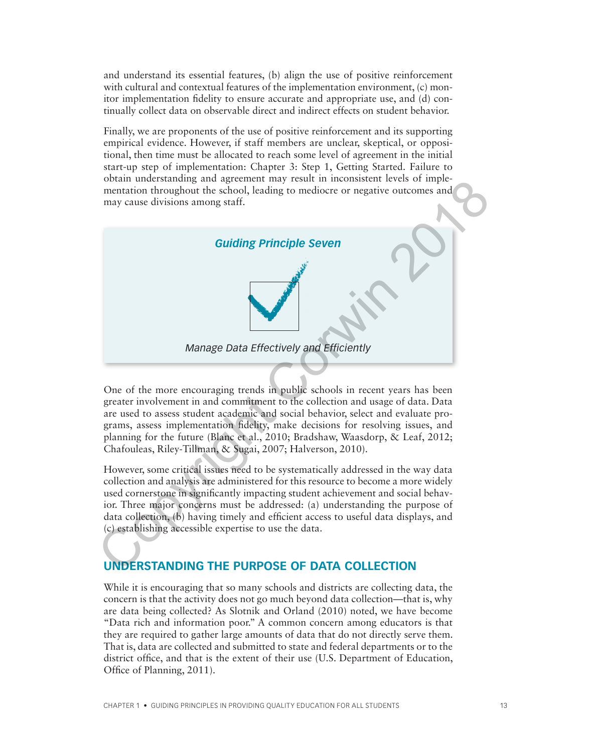and understand its essential features, (b) align the use of positive reinforcement with cultural and contextual features of the implementation environment, (c) monitor implementation fidelity to ensure accurate and appropriate use, and (d) continually collect data on observable direct and indirect effects on student behavior.

Finally, we are proponents of the use of positive reinforcement and its supporting empirical evidence. However, if staff members are unclear, skeptical, or oppositional, then time must be allocated to reach some level of agreement in the initial start-up step of implementation: Chapter 3: Step 1, Getting Started. Failure to obtain understanding and agreement may result in inconsistent levels of implementation throughout the school, leading to mediocre or negative outcomes and may cause divisions among staff.

> ***Guiding Principle Seven***
>
> *Manage Data Effectively and Efficiently*

One of the more encouraging trends in public schools in recent years has been greater involvement in and commitment to the collection and usage of data. Data are used to assess student academic and social behavior, select and evaluate programs, assess implementation fidelity, make decisions for resolving issues, and planning for the future (Blanc et al., 2010; Bradshaw, Waasdorp, & Leaf, 2012; Chafouleas, Riley-Tillman, & Sugai, 2007; Halverson, 2010).

However, some critical issues need to be systematically addressed in the way data collection and analysis are administered for this resource to become a more widely used cornerstone in significantly impacting student achievement and social behavior. Three major concerns must be addressed: (a) understanding the purpose of data collection, (b) having timely and efficient access to useful data displays, and (c) establishing accessible expertise to use the data.

## UNDERSTANDING THE PURPOSE OF DATA COLLECTION

While it is encouraging that so many schools and districts are collecting data, the concern is that the activity does not go much beyond data collection—that is, why are data being collected? As Slotnik and Orland (2010) noted, we have become "Data rich and information poor." A common concern among educators is that they are required to gather large amounts of data that do not directly serve them. That is, data are collected and submitted to state and federal departments or to the district office, and that is the extent of their use (U.S. Department of Education, Office of Planning, 2011).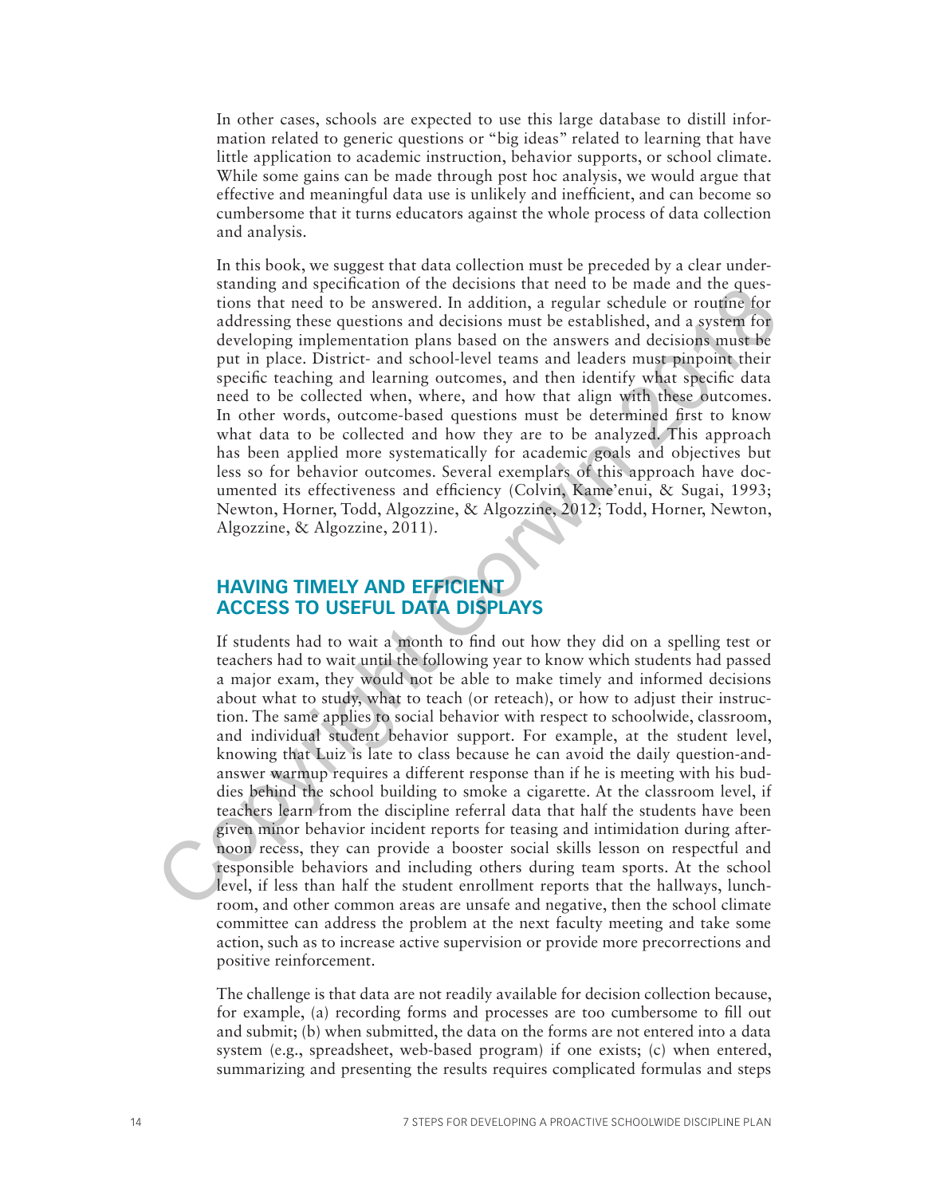In other cases, schools are expected to use this large database to distill information related to generic questions or "big ideas" related to learning that have little application to academic instruction, behavior supports, or school climate. While some gains can be made through post hoc analysis, we would argue that effective and meaningful data use is unlikely and inefficient, and can become so cumbersome that it turns educators against the whole process of data collection and analysis.

In this book, we suggest that data collection must be preceded by a clear understanding and specification of the decisions that need to be made and the questions that need to be answered. In addition, a regular schedule or routine for addressing these questions and decisions must be established, and a system for developing implementation plans based on the answers and decisions must be put in place. District- and school-level teams and leaders must pinpoint their specific teaching and learning outcomes, and then identify what specific data need to be collected when, where, and how that align with these outcomes. In other words, outcome-based questions must be determined first to know what data to be collected and how they are to be analyzed. This approach has been applied more systematically for academic goals and objectives but less so for behavior outcomes. Several exemplars of this approach have documented its effectiveness and efficiency (Colvin, Kame'enui, & Sugai, 1993; Newton, Horner, Todd, Algozzine, & Algozzine, 2012; Todd, Horner, Newton, Algozzine, & Algozzine, 2011).

## HAVING TIMELY AND EFFICIENT ACCESS TO USEFUL DATA DISPLAYS

If students had to wait a month to find out how they did on a spelling test or teachers had to wait until the following year to know which students had passed a major exam, they would not be able to make timely and informed decisions about what to study, what to teach (or reteach), or how to adjust their instruction. The same applies to social behavior with respect to schoolwide, classroom, and individual student behavior support. For example, at the student level, knowing that Luiz is late to class because he can avoid the daily question-and-answer warmup requires a different response than if he is meeting with his buddies behind the school building to smoke a cigarette. At the classroom level, if teachers learn from the discipline referral data that half the students have been given minor behavior incident reports for teasing and intimidation during afternoon recess, they can provide a booster social skills lesson on respectful and responsible behaviors and including others during team sports. At the school level, if less than half the student enrollment reports that the hallways, lunchroom, and other common areas are unsafe and negative, then the school climate committee can address the problem at the next faculty meeting and take some action, such as to increase active supervision or provide more precorrections and positive reinforcement.

The challenge is that data are not readily available for decision collection because, for example, (a) recording forms and processes are too cumbersome to fill out and submit; (b) when submitted, the data on the forms are not entered into a data system (e.g., spreadsheet, web-based program) if one exists; (c) when entered, summarizing and presenting the results requires complicated formulas and steps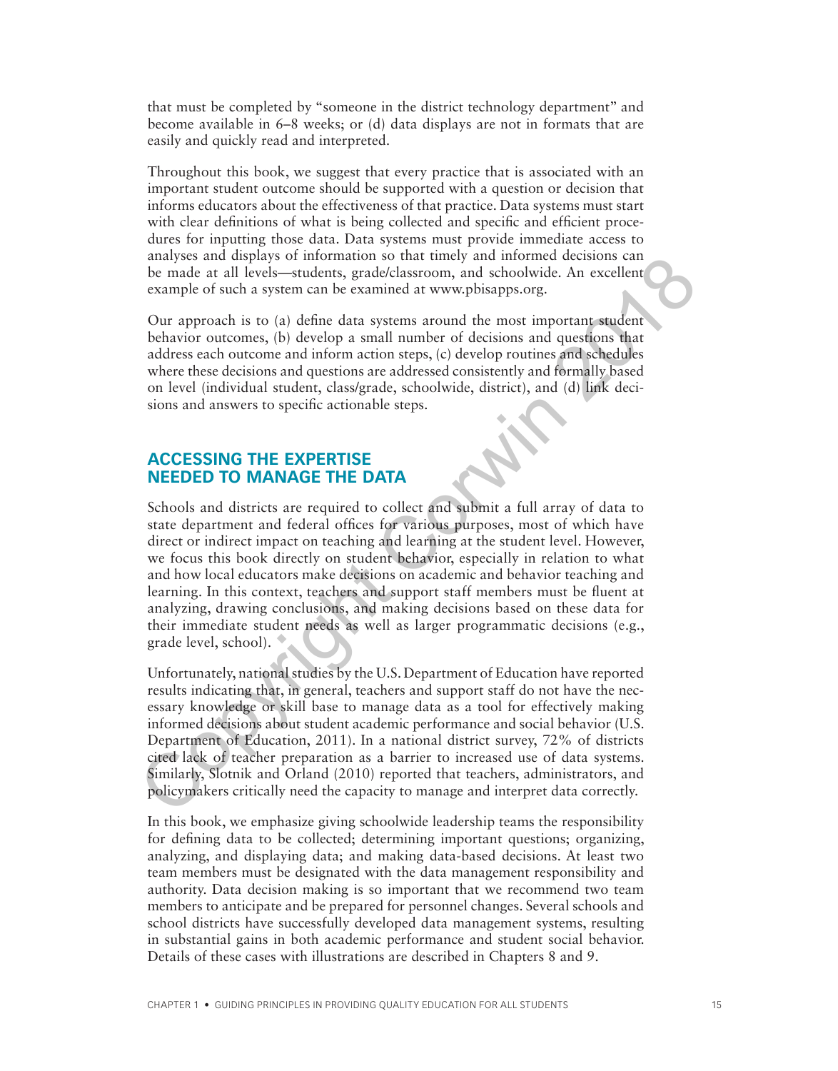that must be completed by "someone in the district technology department" and become available in 6–8 weeks; or (d) data displays are not in formats that are easily and quickly read and interpreted.

Throughout this book, we suggest that every practice that is associated with an important student outcome should be supported with a question or decision that informs educators about the effectiveness of that practice. Data systems must start with clear definitions of what is being collected and specific and efficient procedures for inputting those data. Data systems must provide immediate access to analyses and displays of information so that timely and informed decisions can be made at all levels—students, grade/classroom, and schoolwide. An excellent example of such a system can be examined at www.pbisapps.org.

Our approach is to (a) define data systems around the most important student behavior outcomes, (b) develop a small number of decisions and questions that address each outcome and inform action steps, (c) develop routines and schedules where these decisions and questions are addressed consistently and formally based on level (individual student, class/grade, schoolwide, district), and (d) link decisions and answers to specific actionable steps.

## ACCESSING THE EXPERTISE NEEDED TO MANAGE THE DATA

Schools and districts are required to collect and submit a full array of data to state department and federal offices for various purposes, most of which have direct or indirect impact on teaching and learning at the student level. However, we focus this book directly on student behavior, especially in relation to what and how local educators make decisions on academic and behavior teaching and learning. In this context, teachers and support staff members must be fluent at analyzing, drawing conclusions, and making decisions based on these data for their immediate student needs as well as larger programmatic decisions (e.g., grade level, school).

Unfortunately, national studies by the U.S. Department of Education have reported results indicating that, in general, teachers and support staff do not have the necessary knowledge or skill base to manage data as a tool for effectively making informed decisions about student academic performance and social behavior (U.S. Department of Education, 2011). In a national district survey, 72% of districts cited lack of teacher preparation as a barrier to increased use of data systems. Similarly, Slotnik and Orland (2010) reported that teachers, administrators, and policymakers critically need the capacity to manage and interpret data correctly.

In this book, we emphasize giving schoolwide leadership teams the responsibility for defining data to be collected; determining important questions; organizing, analyzing, and displaying data; and making data-based decisions. At least two team members must be designated with the data management responsibility and authority. Data decision making is so important that we recommend two team members to anticipate and be prepared for personnel changes. Several schools and school districts have successfully developed data management systems, resulting in substantial gains in both academic performance and student social behavior. Details of these cases with illustrations are described in Chapters 8 and 9.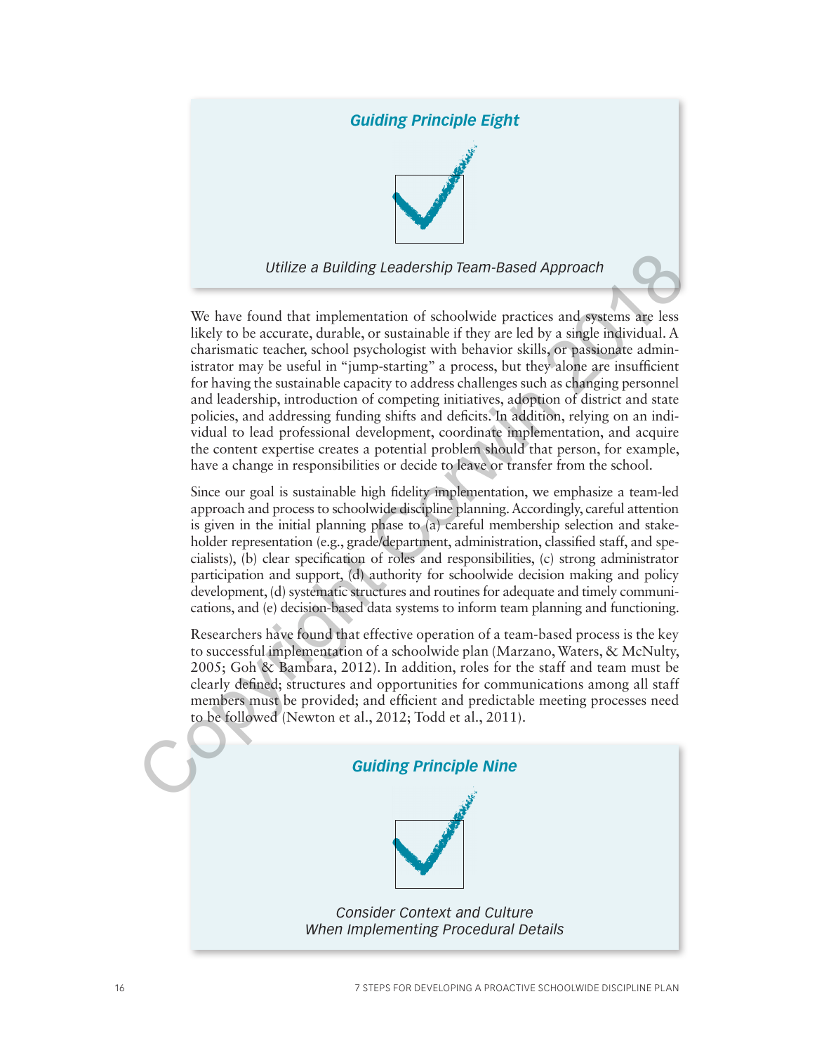### *Guiding Principle Eight*

*Utilize a Building Leadership Team-Based Approach*

We have found that implementation of schoolwide practices and systems are less likely to be accurate, durable, or sustainable if they are led by a single individual. A charismatic teacher, school psychologist with behavior skills, or passionate administrator may be useful in "jump-starting" a process, but they alone are insufficient for having the sustainable capacity to address challenges such as changing personnel and leadership, introduction of competing initiatives, adoption of district and state policies, and addressing funding shifts and deficits. In addition, relying on an individual to lead professional development, coordinate implementation, and acquire the content expertise creates a potential problem should that person, for example, have a change in responsibilities or decide to leave or transfer from the school.

Since our goal is sustainable high fidelity implementation, we emphasize a team-led approach and process to schoolwide discipline planning. Accordingly, careful attention is given in the initial planning phase to (a) careful membership selection and stakeholder representation (e.g., grade/department, administration, classified staff, and specialists), (b) clear specification of roles and responsibilities, (c) strong administrator participation and support, (d) authority for schoolwide decision making and policy development, (d) systematic structures and routines for adequate and timely communications, and (e) decision-based data systems to inform team planning and functioning.

Researchers have found that effective operation of a team-based process is the key to successful implementation of a schoolwide plan (Marzano, Waters, & McNulty, 2005; Goh & Bambara, 2012). In addition, roles for the staff and team must be clearly defined; structures and opportunities for communications among all staff members must be provided; and efficient and predictable meeting processes need to be followed (Newton et al., 2012; Todd et al., 2011).

### *Guiding Principle Nine*

*Consider Context and Culture When Implementing Procedural Details*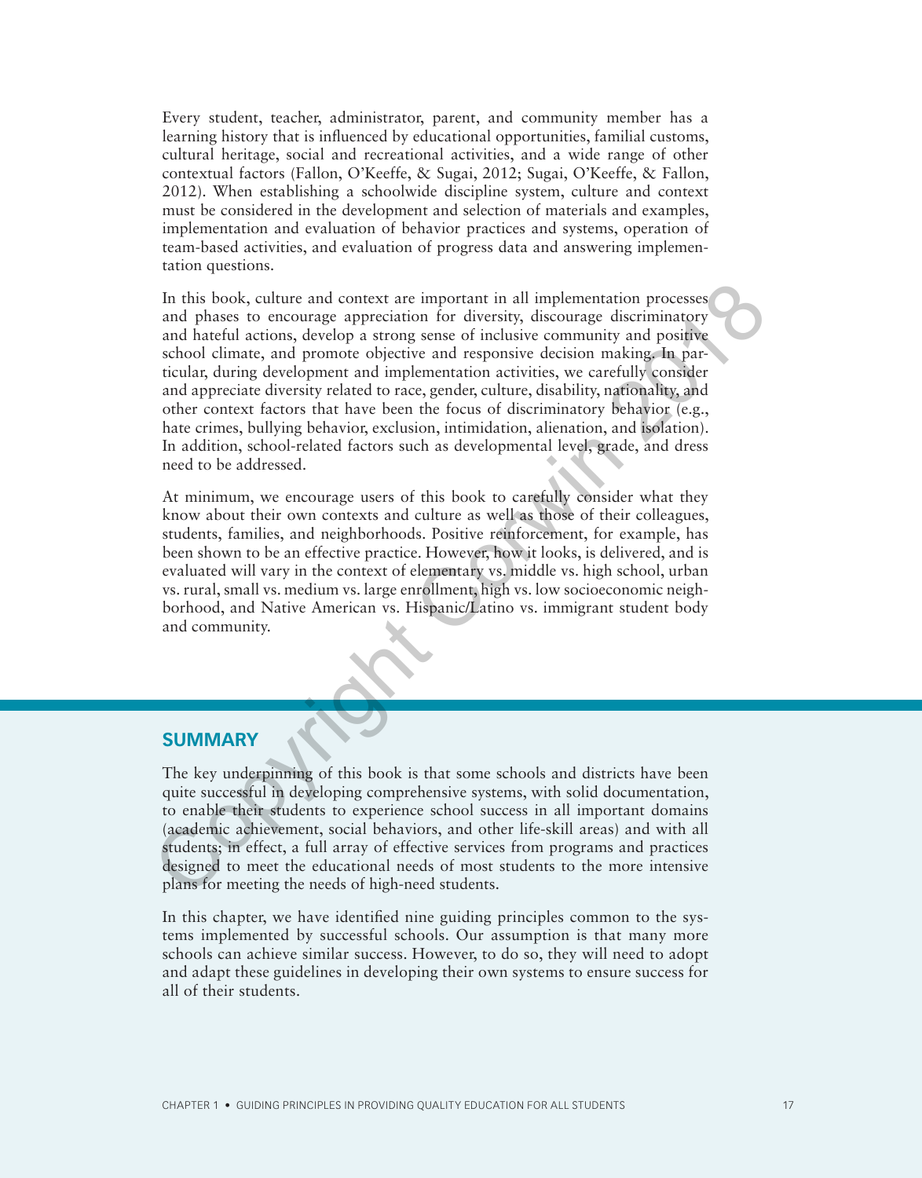Every student, teacher, administrator, parent, and community member has a learning history that is influenced by educational opportunities, familial customs, cultural heritage, social and recreational activities, and a wide range of other contextual factors (Fallon, O'Keeffe, & Sugai, 2012; Sugai, O'Keeffe, & Fallon, 2012). When establishing a schoolwide discipline system, culture and context must be considered in the development and selection of materials and examples, implementation and evaluation of behavior practices and systems, operation of team-based activities, and evaluation of progress data and answering implementation questions.

In this book, culture and context are important in all implementation processes and phases to encourage appreciation for diversity, discourage discriminatory and hateful actions, develop a strong sense of inclusive community and positive school climate, and promote objective and responsive decision making. In particular, during development and implementation activities, we carefully consider and appreciate diversity related to race, gender, culture, disability, nationality, and other context factors that have been the focus of discriminatory behavior (e.g., hate crimes, bullying behavior, exclusion, intimidation, alienation, and isolation). In addition, school-related factors such as developmental level, grade, and dress need to be addressed.

At minimum, we encourage users of this book to carefully consider what they know about their own contexts and culture as well as those of their colleagues, students, families, and neighborhoods. Positive reinforcement, for example, has been shown to be an effective practice. However, how it looks, is delivered, and is evaluated will vary in the context of elementary vs. middle vs. high school, urban vs. rural, small vs. medium vs. large enrollment, high vs. low socioeconomic neighborhood, and Native American vs. Hispanic/Latino vs. immigrant student body and community.

## SUMMARY

The key underpinning of this book is that some schools and districts have been quite successful in developing comprehensive systems, with solid documentation, to enable their students to experience school success in all important domains (academic achievement, social behaviors, and other life-skill areas) and with all students; in effect, a full array of effective services from programs and practices designed to meet the educational needs of most students to the more intensive plans for meeting the needs of high-need students.

In this chapter, we have identified nine guiding principles common to the systems implemented by successful schools. Our assumption is that many more schools can achieve similar success. However, to do so, they will need to adopt and adapt these guidelines in developing their own systems to ensure success for all of their students.